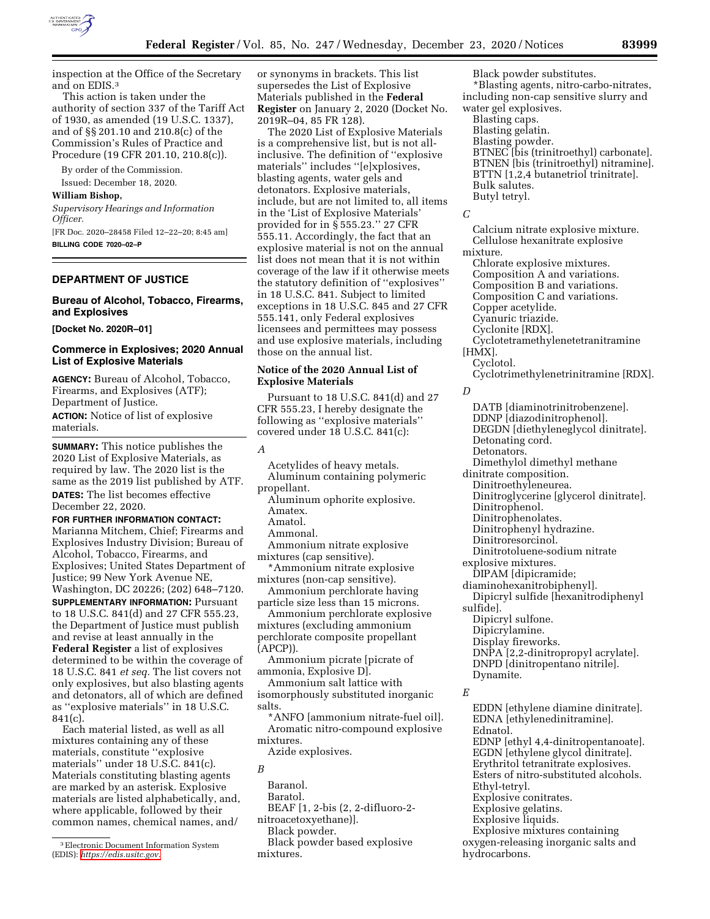inspection at the Office of the Secretary and on EDIS.[3]

This action is taken under the authority of section 337 of the Tariff Act of 1930, as amended (19 U.S.C. 1337), and of §§ 201.10 and 210.8(c) of the Commission's Rules of Practice and Procedure (19 CFR 201.10, 210.8(c)).

By order of the Commission.

Issued: December 18, 2020.

**William Bishop,**

*Supervisory Hearings and Information Officer.*

[FR Doc. 2020–28458 Filed 12–22–20; 8:45 am]

**BILLING CODE 7020–02–P**

[3] Electronic Document Information System (EDIS): *https://edis.usitc.gov.*

## DEPARTMENT OF JUSTICE

### Bureau of Alcohol, Tobacco, Firearms, and Explosives

**[Docket No. 2020R–01]**

### Commerce in Explosives; 2020 Annual List of Explosive Materials

**AGENCY:** Bureau of Alcohol, Tobacco, Firearms, and Explosives (ATF); Department of Justice.

**ACTION:** Notice of list of explosive materials.

**SUMMARY:** This notice publishes the 2020 List of Explosive Materials, as required by law. The 2020 list is the same as the 2019 list published by ATF.

**DATES:** The list becomes effective December 22, 2020.

**FOR FURTHER INFORMATION CONTACT:** Marianna Mitchem, Chief; Firearms and Explosives Industry Division; Bureau of Alcohol, Tobacco, Firearms, and Explosives; United States Department of Justice; 99 New York Avenue NE, Washington, DC 20226; (202) 648–7120.

**SUPPLEMENTARY INFORMATION:** Pursuant to 18 U.S.C. 841(d) and 27 CFR 555.23, the Department of Justice must publish and revise at least annually in the **Federal Register** a list of explosives determined to be within the coverage of 18 U.S.C. 841 *et seq.* The list covers not only explosives, but also blasting agents and detonators, all of which are defined as ''explosive materials'' in 18 U.S.C. 841(c).

Each material listed, as well as all mixtures containing any of these materials, constitute ''explosive materials'' under 18 U.S.C. 841(c). Materials constituting blasting agents are marked by an asterisk. Explosive materials are listed alphabetically, and, where applicable, followed by their common names, chemical names, and/or synonyms in brackets. This list supersedes the List of Explosive Materials published in the **Federal Register** on January 2, 2020 (Docket No. 2019R–04, 85 FR 128).

The 2020 List of Explosive Materials is a comprehensive list, but is not all-inclusive. The definition of ''explosive materials'' includes ''[e]xplosives, blasting agents, water gels and detonators. Explosive materials, include, but are not limited to, all items in the 'List of Explosive Materials' provided for in § 555.23.'' 27 CFR 555.11. Accordingly, the fact that an explosive material is not on the annual list does not mean that it is not within coverage of the law if it otherwise meets the statutory definition of ''explosives'' in 18 U.S.C. 841. Subject to limited exceptions in 18 U.S.C. 845 and 27 CFR 555.141, only Federal explosives licensees and permittees may possess and use explosive materials, including those on the annual list.

**Notice of the 2020 Annual List of Explosive Materials**

Pursuant to 18 U.S.C. 841(d) and 27 CFR 555.23, I hereby designate the following as ''explosive materials'' covered under 18 U.S.C. 841(c):

*A*

Acetylides of heavy metals.
Aluminum containing polymeric propellant.
Aluminum ophorite explosive.
Amatex.
Amatol.
Ammonal.
Ammonium nitrate explosive mixtures (cap sensitive).
*Ammonium nitrate explosive mixtures (non-cap sensitive).
Ammonium perchlorate having particle size less than 15 microns.
Ammonium perchlorate explosive mixtures (excluding ammonium perchlorate composite propellant (APCP)).
Ammonium picrate [picrate of ammonia, Explosive D].
Ammonium salt lattice with isomorphously substituted inorganic salts.
*ANFO [ammonium nitrate-fuel oil].
Aromatic nitro-compound explosive mixtures.
Azide explosives.

*B*

Baranol.
Baratol.
BEAF [1, 2-bis (2, 2-difluoro-2-nitroacetoxyethane)].
Black powder.
Black powder based explosive mixtures.
Black powder substitutes.
*Blasting agents, nitro-carbo-nitrates, including non-cap sensitive slurry and water gel explosives.
Blasting caps.
Blasting gelatin.
Blasting powder.
BTNEC [bis (trinitroethyl) carbonate].
BTNEN [bis (trinitroethyl) nitramine].
BTTN [1,2,4 butanetriol trinitrate].
Bulk salutes.
Butyl tetryl.

*C*

Calcium nitrate explosive mixture.
Cellulose hexanitrate explosive mixture.
Chlorate explosive mixtures.
Composition A and variations.
Composition B and variations.
Composition C and variations.
Copper acetylide.
Cyanuric triazide.
Cyclonite [RDX].
Cyclotetramethylenetetranitramine [HMX].
Cyclotol.
Cyclotrimethylenetrinitramine [RDX].

*D*

DATB [diaminotrinitrobenzene].
DDNP [diazodinitrophenol].
DEGDN [diethyleneglycol dinitrate].
Detonating cord.
Detonators.
Dimethylol dimethyl methane dinitrate composition.
Dinitroethyleneurea.
Dinitroglycerine [glycerol dinitrate].
Dinitrophenol.
Dinitrophenolates.
Dinitrophenyl hydrazine.
Dinitroresorcinol.
Dinitrotoluene-sodium nitrate explosive mixtures.
DIPAM [dipicramide; diaminohexanitrobiphenyl].
Dipicryl sulfide [hexanitrodiphenyl sulfide].
Dipicryl sulfone.
Dipicrylamine.
Display fireworks.
DNPA [2,2-dinitropropyl acrylate].
DNPD [dinitropentano nitrile].
Dynamite.

*E*

EDDN [ethylene diamine dinitrate].
EDNA [ethylenedinitramine].
Ednatol.
EDNP [ethyl 4,4-dinitropentanoate].
EGDN [ethylene glycol dinitrate].
Erythritol tetranitrate explosives.
Esters of nitro-substituted alcohols.
Ethyl-tetryl.
Explosive conitrates.
Explosive gelatins.
Explosive liquids.
Explosive mixtures containing oxygen-releasing inorganic salts and hydrocarbons.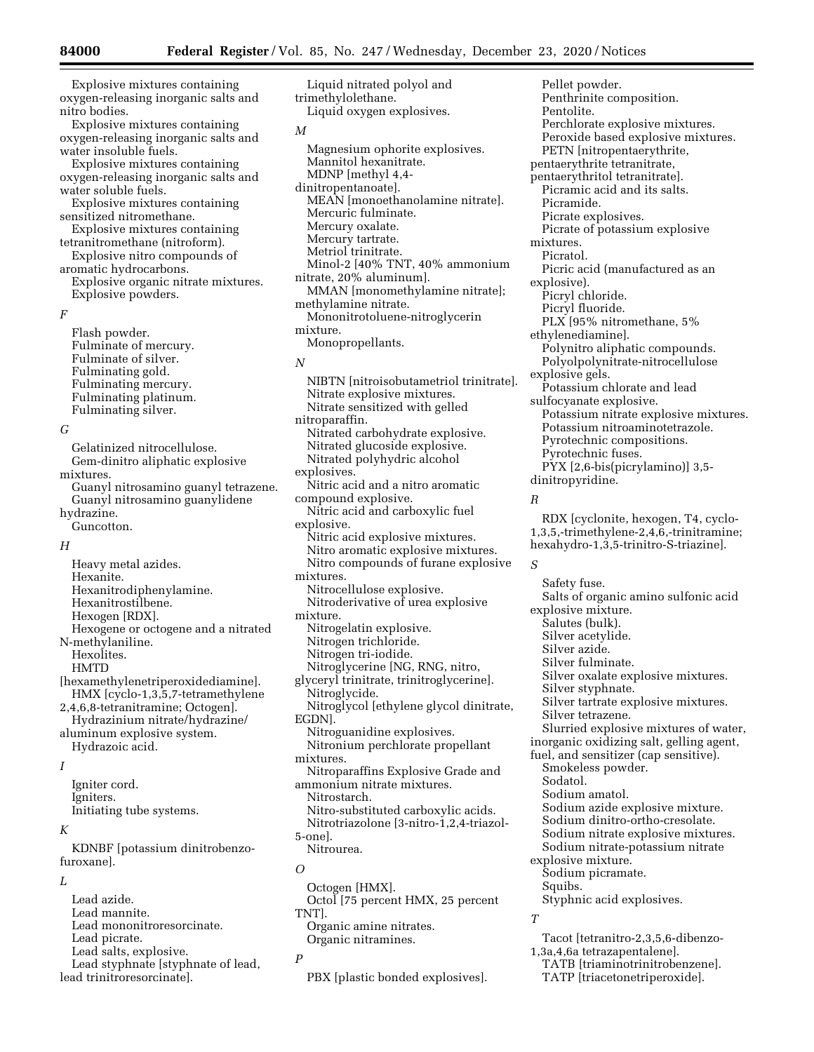Explosive mixtures containing oxygen-releasing inorganic salts and nitro bodies.

Explosive mixtures containing oxygen-releasing inorganic salts and water insoluble fuels.

Explosive mixtures containing oxygen-releasing inorganic salts and water soluble fuels.

Explosive mixtures containing sensitized nitromethane.

Explosive mixtures containing tetranitromethane (nitroform).

Explosive nitro compounds of aromatic hydrocarbons.

Explosive organic nitrate mixtures.

Explosive powders.

*F*

Flash powder.

Fulminate of mercury.

Fulminate of silver.

Fulminating gold.

Fulminating mercury.

Fulminating platinum.

Fulminating silver.

*G*

Gelatinized nitrocellulose.

Gem-dinitro aliphatic explosive mixtures.

Guanyl nitrosamino guanyl tetrazene.

Guanyl nitrosamino guanylidene hydrazine.

Guncotton.

*H*

Heavy metal azides.

Hexanite.

Hexanitrodiphenylamine.

Hexanitrostilbene.

Hexogen [RDX].

Hexogene or octogene and a nitrated N-methylaniline.

Hexolites.

HMTD [hexamethylenetriperoxidediamine].

HMX [cyclo-1,3,5,7-tetramethylene 2,4,6,8-tetranitramine; Octogen].

Hydrazinium nitrate/hydrazine/aluminum explosive system.

Hydrazoic acid.

*I*

Igniter cord.

Igniters.

Initiating tube systems.

*K*

KDNBF [potassium dinitrobenzo-furoxane].

*L*

Lead azide.

Lead mannite.

Lead mononitroresorcinate.

Lead picrate.

Lead salts, explosive.

Lead styphnate [styphnate of lead, lead trinitroresorcinate].

Liquid nitrated polyol and trimethylolethane.

Liquid oxygen explosives.

*M*

Magnesium ophorite explosives.

Mannitol hexanitrate.

MDNP [methyl 4,4-dinitropentanoate].

MEAN [monoethanolamine nitrate].

Mercuric fulminate.

Mercury oxalate.

Mercury tartrate.

Metriol trinitrate.

Minol-2 [40% TNT, 40% ammonium nitrate, 20% aluminum].

MMAN [monomethylamine nitrate]; methylamine nitrate.

Mononitrotoluene-nitroglycerin mixture.

Monopropellants.

*N*

NIBTN [nitroisobutametriol trinitrate].

Nitrate explosive mixtures.

Nitrate sensitized with gelled nitroparaffin.

Nitrated carbohydrate explosive.

Nitrated glucoside explosive.

Nitrated polyhydric alcohol explosives.

Nitric acid and a nitro aromatic compound explosive.

Nitric acid and carboxylic fuel explosive.

Nitric acid explosive mixtures.

Nitro aromatic explosive mixtures.

Nitro compounds of furane explosive mixtures.

Nitrocellulose explosive.

Nitroderivative of urea explosive mixture.

Nitrogelatin explosive.

Nitrogen trichloride.

Nitrogen tri-iodide.

Nitroglycerine [NG, RNG, nitro, glyceryl trinitrate, trinitroglycerine].

Nitroglycide.

Nitroglycol [ethylene glycol dinitrate, EGDN].

Nitroguanidine explosives.

Nitronium perchlorate propellant mixtures.

Nitroparaffins Explosive Grade and ammonium nitrate mixtures.

Nitrostarch.

Nitro-substituted carboxylic acids.

Nitrotriazolone [3-nitro-1,2,4-triazol-5-one].

Nitrourea.

*O*

Octogen [HMX].

Octol [75 percent HMX, 25 percent TNT].

Organic amine nitrates.

Organic nitramines.

*P*

PBX [plastic bonded explosives].

Pellet powder.

Penthrinite composition.

Pentolite.

Perchlorate explosive mixtures.

Peroxide based explosive mixtures.

PETN [nitropentaerythrite, pentaerythrite tetranitrate, pentaerythritol tetranitrate].

Picramic acid and its salts.

Picramide.

Picrate explosives.

Picrate of potassium explosive mixtures.

Picratol.

Picric acid (manufactured as an explosive).

Picryl chloride.

Picryl fluoride.

PLX [95% nitromethane, 5% ethylenediamine].

Polynitro aliphatic compounds.

Polyolpolynitrate-nitrocellulose explosive gels.

Potassium chlorate and lead sulfocyanate explosive.

Potassium nitrate explosive mixtures.

Potassium nitroaminotetrazole.

Pyrotechnic compositions.

Pyrotechnic fuses.

PYX [2,6-bis(picrylamino)] 3,5-dinitropyridine.

*R*

RDX [cyclonite, hexogen, T4, cyclo-1,3,5,-trimethylene-2,4,6,-trinitramine; hexahydro-1,3,5-trinitro-S-triazine].

*S*

Safety fuse.

Salts of organic amino sulfonic acid explosive mixture.

Salutes (bulk).

Silver acetylide.

Silver azide.

Silver fulminate.

Silver oxalate explosive mixtures.

Silver styphnate.

Silver tartrate explosive mixtures.

Silver tetrazene.

Slurried explosive mixtures of water, inorganic oxidizing salt, gelling agent, fuel, and sensitizer (cap sensitive).

Smokeless powder.

Sodatol.

Sodium amatol.

Sodium azide explosive mixture.

Sodium dinitro-ortho-cresolate.

Sodium nitrate explosive mixtures.

Sodium nitrate-potassium nitrate explosive mixture.

Sodium picramate.

Squibs.

Styphnic acid explosives.

*T*

Tacot [tetranitro-2,3,5,6-dibenzo-1,3a,4,6a tetrazapentalene].

TATB [triaminotrinitrobenzene].

TATP [triacetonetriperoxide].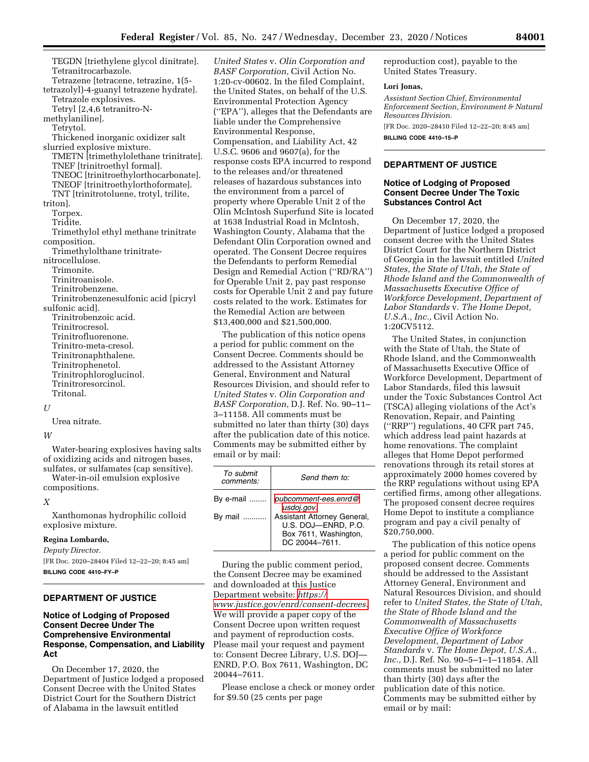TEGDN [triethylene glycol dinitrate].
Tetranitrocarbazole.
Tetrazene [tetracene, tetrazine, 1(5-tetrazolyl)-4-guanyl tetrazene hydrate].
Tetrazole explosives.
Tetryl [2,4,6 tetranitro-N-methylaniline].
Tetrytol.
Thickened inorganic oxidizer salt slurried explosive mixture.
TMETN [trimethylolethane trinitrate].
TNEF [trinitroethyl formal].
TNEOC [trinitroethylorthocarbonate].
TNEOF [trinitroethylorthoformate].
TNT [trinitrotoluene, trotyl, trilite, triton].
Torpex.
Tridite.
Trimethylol ethyl methane trinitrate composition.
Trimethylolthane trinitrate-nitrocellulose.
Trimonite.
Trinitroanisole.
Trinitrobenzene.
Trinitrobenzenesulfonic acid [picryl sulfonic acid].
Trinitrobenzoic acid.
Trinitrocresol.
Trinitrofluorenone.
Trinitro-meta-cresol.
Trinitronaphthalene.
Trinitrophenetol.
Trinitrophloroglucinol.
Trinitroresorcinol.
Tritonal.

*U*

Urea nitrate.

*W*

Water-bearing explosives having salts of oxidizing acids and nitrogen bases, sulfates, or sulfamates (cap sensitive).
Water-in-oil emulsion explosive compositions.

*X*

Xanthomonas hydrophilic colloid explosive mixture.

**Regina Lombardo,**

*Deputy Director.*

[FR Doc. 2020–28404 Filed 12–22–20; 8:45 am]

**BILLING CODE 4410–FY–P**

## DEPARTMENT OF JUSTICE

### Notice of Lodging of Proposed Consent Decree Under The Comprehensive Environmental Response, Compensation, and Liability Act

On December 17, 2020, the Department of Justice lodged a proposed Consent Decree with the United States District Court for the Southern District of Alabama in the lawsuit entitled *United States* v. *Olin Corporation and BASF Corporation,* Civil Action No. 1:20-cv-00602. In the filed Complaint, the United States, on behalf of the U.S. Environmental Protection Agency (''EPA''), alleges that the Defendants are liable under the Comprehensive Environmental Response, Compensation, and Liability Act, 42 U.S.C. 9606 and 9607(a), for the response costs EPA incurred to respond to the releases and/or threatened releases of hazardous substances into the environment from a parcel of property where Operable Unit 2 of the Olin McIntosh Superfund Site is located at 1638 Industrial Road in McIntosh, Washington County, Alabama that the Defendant Olin Corporation owned and operated. The Consent Decree requires the Defendants to perform Remedial Design and Remedial Action (''RD/RA'') for Operable Unit 2, pay past response costs for Operable Unit 2 and pay future costs related to the work. Estimates for the Remedial Action are between $13,400,000 and $21,500,000.

The publication of this notice opens a period for public comment on the Consent Decree. Comments should be addressed to the Assistant Attorney General, Environment and Natural Resources Division, and should refer to *United States* v. *Olin Corporation and BASF Corporation,* D.J. Ref. No. 90–11–3–11158. All comments must be submitted no later than thirty (30) days after the publication date of this notice. Comments may be submitted either by email or by mail:

| *To submit comments:* | *Send them to:* |
|---|---|
| By e-mail ........ | pubcomment-ees.enrd@usdoj.gov. |
| By mail ........... | Assistant Attorney General, U.S. DOJ—ENRD, P.O. Box 7611, Washington, DC 20044–7611. |

During the public comment period, the Consent Decree may be examined and downloaded at this Justice Department website: *https://www.justice.gov/enrd/consent-decrees.* We will provide a paper copy of the Consent Decree upon written request and payment of reproduction costs. Please mail your request and payment to: Consent Decree Library, U.S. DOJ—ENRD, P.O. Box 7611, Washington, DC 20044–7611.

Please enclose a check or money order for $9.50 (25 cents per page reproduction cost), payable to the United States Treasury.

**Lori Jonas,**

*Assistant Section Chief, Environmental Enforcement Section, Environment & Natural Resources Division.*

[FR Doc. 2020–28410 Filed 12–22–20; 8:45 am]

**BILLING CODE 4410–15–P**

## DEPARTMENT OF JUSTICE

### Notice of Lodging of Proposed Consent Decree Under The Toxic Substances Control Act

On December 17, 2020, the Department of Justice lodged a proposed consent decree with the United States District Court for the Northern District of Georgia in the lawsuit entitled *United States, the State of Utah, the State of Rhode Island and the Commonwealth of Massachusetts Executive Office of Workforce Development, Department of Labor Standards* v. *The Home Depot, U.S.A., Inc.,* Civil Action No. 1:20CV5112.

The United States, in conjunction with the State of Utah, the State of Rhode Island, and the Commonwealth of Massachusetts Executive Office of Workforce Development, Department of Labor Standards, filed this lawsuit under the Toxic Substances Control Act (TSCA) alleging violations of the Act's Renovation, Repair, and Painting (''RRP'') regulations, 40 CFR part 745, which address lead paint hazards at home renovations. The complaint alleges that Home Depot performed renovations through its retail stores at approximately 2000 homes covered by the RRP regulations without using EPA certified firms, among other allegations. The proposed consent decree requires Home Depot to institute a compliance program and pay a civil penalty of $20,750,000.

The publication of this notice opens a period for public comment on the proposed consent decree. Comments should be addressed to the Assistant Attorney General, Environment and Natural Resources Division, and should refer to *United States, the State of Utah, the State of Rhode Island and the Commonwealth of Massachusetts Executive Office of Workforce Development, Department of Labor Standards* v. *The Home Depot, U.S.A., Inc.,* D.J. Ref. No. 90–5–1–1–11854. All comments must be submitted no later than thirty (30) days after the publication date of this notice. Comments may be submitted either by email or by mail: